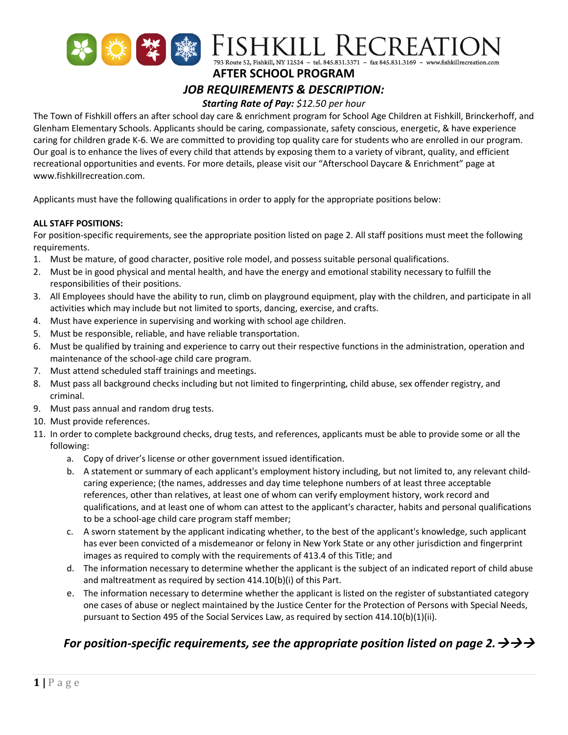# Fishkill Recreation

793 Route 52, Fishkill, NY 12524 ~ tel. 845.831.3371 ~ fax 845.831.3169 ~ www.fishkillrecreation.com

## AFTER SCHOOL PROGRAM

## *JOB REQUIREMENTS & DESCRIPTION:*

***Starting Rate of Pay:*** *$12.50 per hour*

The Town of Fishkill offers an after school day care & enrichment program for School Age Children at Fishkill, Brinckerhoff, and Glenham Elementary Schools. Applicants should be caring, compassionate, safety conscious, energetic, & have experience caring for children grade K-6. We are committed to providing top quality care for students who are enrolled in our program. Our goal is to enhance the lives of every child that attends by exposing them to a variety of vibrant, quality, and efficient recreational opportunities and events. For more details, please visit our "Afterschool Daycare & Enrichment" page at www.fishkillrecreation.com.

Applicants must have the following qualifications in order to apply for the appropriate positions below:

**ALL STAFF POSITIONS:**

For position-specific requirements, see the appropriate position listed on page 2. All staff positions must meet the following requirements.

1. Must be mature, of good character, positive role model, and possess suitable personal qualifications.
2. Must be in good physical and mental health, and have the energy and emotional stability necessary to fulfill the responsibilities of their positions.
3. All Employees should have the ability to run, climb on playground equipment, play with the children, and participate in all activities which may include but not limited to sports, dancing, exercise, and crafts.
4. Must have experience in supervising and working with school age children.
5. Must be responsible, reliable, and have reliable transportation.
6. Must be qualified by training and experience to carry out their respective functions in the administration, operation and maintenance of the school-age child care program.
7. Must attend scheduled staff trainings and meetings.
8. Must pass all background checks including but not limited to fingerprinting, child abuse, sex offender registry, and criminal.
9. Must pass annual and random drug tests.
10. Must provide references.
11. In order to complete background checks, drug tests, and references, applicants must be able to provide some or all the following:
    a. Copy of driver's license or other government issued identification.
    b. A statement or summary of each applicant's employment history including, but not limited to, any relevant child-caring experience; (the names, addresses and day time telephone numbers of at least three acceptable references, other than relatives, at least one of whom can verify employment history, work record and qualifications, and at least one of whom can attest to the applicant's character, habits and personal qualifications to be a school-age child care program staff member;
    c. A sworn statement by the applicant indicating whether, to the best of the applicant's knowledge, such applicant has ever been convicted of a misdemeanor or felony in New York State or any other jurisdiction and fingerprint images as required to comply with the requirements of 413.4 of this Title; and
    d. The information necessary to determine whether the applicant is the subject of an indicated report of child abuse and maltreatment as required by section 414.10(b)(i) of this Part.
    e. The information necessary to determine whether the applicant is listed on the register of substantiated category one cases of abuse or neglect maintained by the Justice Center for the Protection of Persons with Special Needs, pursuant to Section 495 of the Social Services Law, as required by section 414.10(b)(1)(ii).

***For position-specific requirements, see the appropriate position listed on page 2. →→→***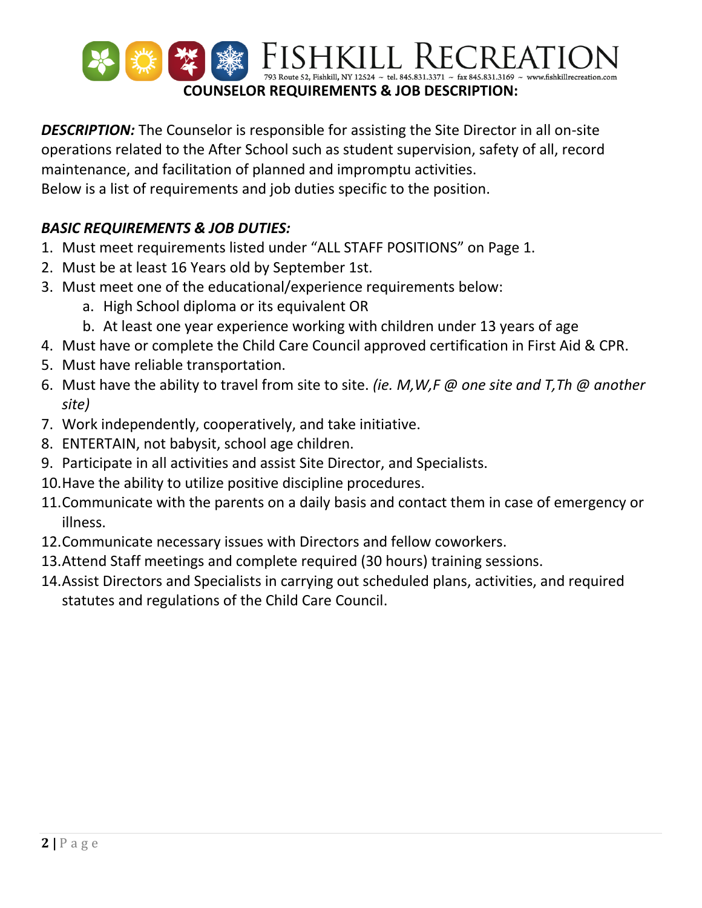# FISHKILL RECREATION

793 Route 52, Fishkill, NY 12524 ~ tel. 845.831.3371 ~ fax 845.831.3169 ~ www.fishkillrecreation.com

## COUNSELOR REQUIREMENTS & JOB DESCRIPTION:

***DESCRIPTION:*** The Counselor is responsible for assisting the Site Director in all on-site operations related to the After School such as student supervision, safety of all, record maintenance, and facilitation of planned and impromptu activities.
Below is a list of requirements and job duties specific to the position.

***BASIC REQUIREMENTS & JOB DUTIES:***

1. Must meet requirements listed under "ALL STAFF POSITIONS" on Page 1.
2. Must be at least 16 Years old by September 1st.
3. Must meet one of the educational/experience requirements below:
   a. High School diploma or its equivalent OR
   b. At least one year experience working with children under 13 years of age
4. Must have or complete the Child Care Council approved certification in First Aid & CPR.
5. Must have reliable transportation.
6. Must have the ability to travel from site to site. *(ie. M,W,F @ one site and T,Th @ another site)*
7. Work independently, cooperatively, and take initiative.
8. ENTERTAIN, not babysit, school age children.
9. Participate in all activities and assist Site Director, and Specialists.
10. Have the ability to utilize positive discipline procedures.
11. Communicate with the parents on a daily basis and contact them in case of emergency or illness.
12. Communicate necessary issues with Directors and fellow coworkers.
13. Attend Staff meetings and complete required (30 hours) training sessions.
14. Assist Directors and Specialists in carrying out scheduled plans, activities, and required statutes and regulations of the Child Care Council.